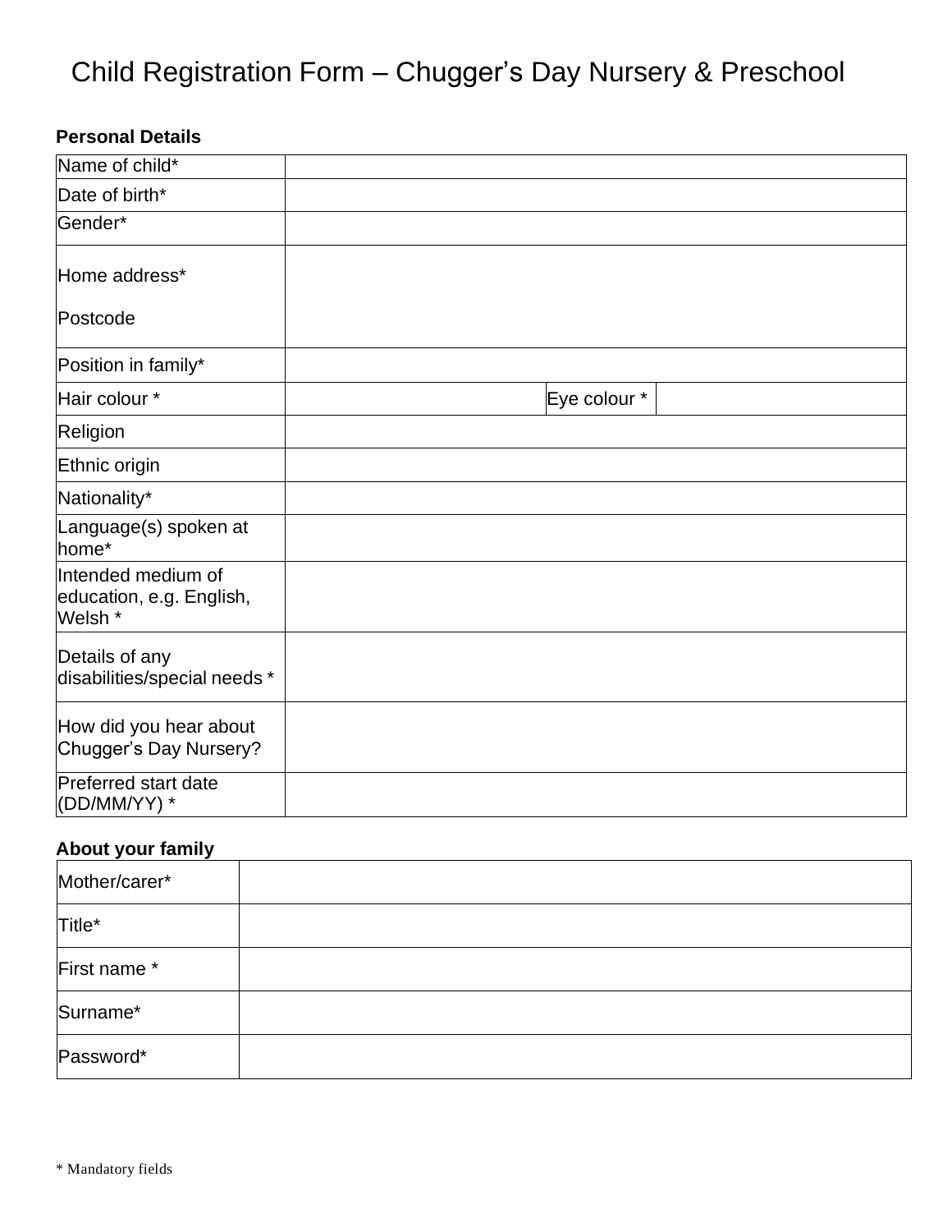# Child Registration Form – Chugger's Day Nursery & Preschool

**Personal Details**

| | | | |
|---|---|---|---|
| Name of child* | | | |
| Date of birth* | | | |
| Gender* | | | |
| Home address*<br><br>Postcode | | | |
| Position in family* | | | |
| Hair colour * | | Eye colour * | |
| Religion | | | |
| Ethnic origin | | | |
| Nationality* | | | |
| Language(s) spoken at home* | | | |
| Intended medium of education, e.g. English, Welsh * | | | |
| Details of any disabilities/special needs * | | | |
| How did you hear about Chugger's Day Nursery? | | | |
| Preferred start date (DD/MM/YY) * | | | |

**About your family**

| | |
|---|---|
| Mother/carer* | |
| Title* | |
| First name * | |
| Surname* | |
| Password* | |

* Mandatory fields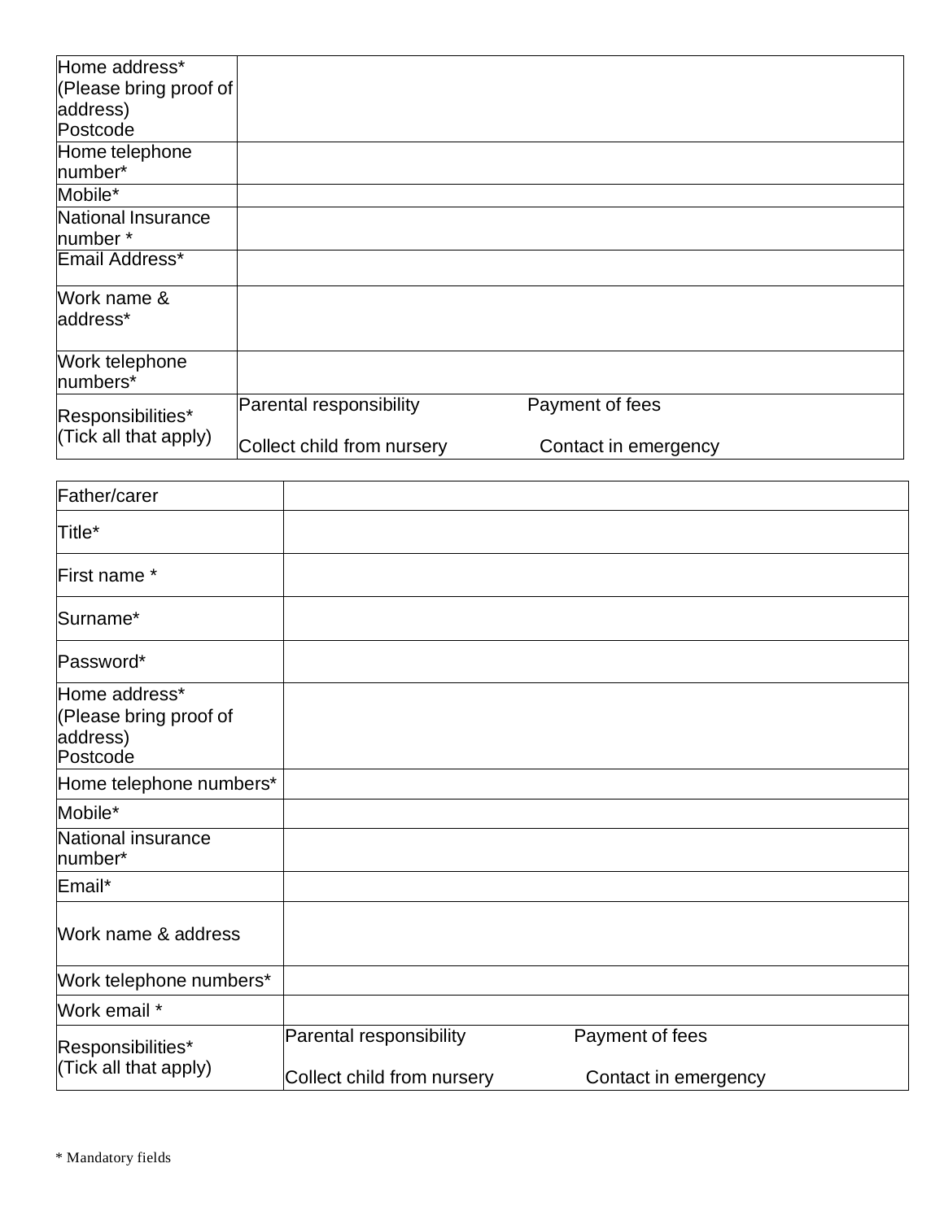| | |
|---|---|
| Home address* (Please bring proof of address) Postcode | |
| Home telephone number* | |
| Mobile* | |
| National Insurance number * | |
| Email Address* | |
| Work name & address* | |
| Work telephone numbers* | |
| Responsibilities* (Tick all that apply) | Parental responsibility Payment of fees<br>Collect child from nursery Contact in emergency |

| Father/carer | |
|---|---|
| Title* | |
| First name * | |
| Surname* | |
| Password* | |
| Home address* (Please bring proof of address) Postcode | |
| Home telephone numbers* | |
| Mobile* | |
| National insurance number* | |
| Email* | |
| Work name & address | |
| Work telephone numbers* | |
| Work email * | |
| Responsibilities* (Tick all that apply) | Parental responsibility Payment of fees<br>Collect child from nursery Contact in emergency |

* Mandatory fields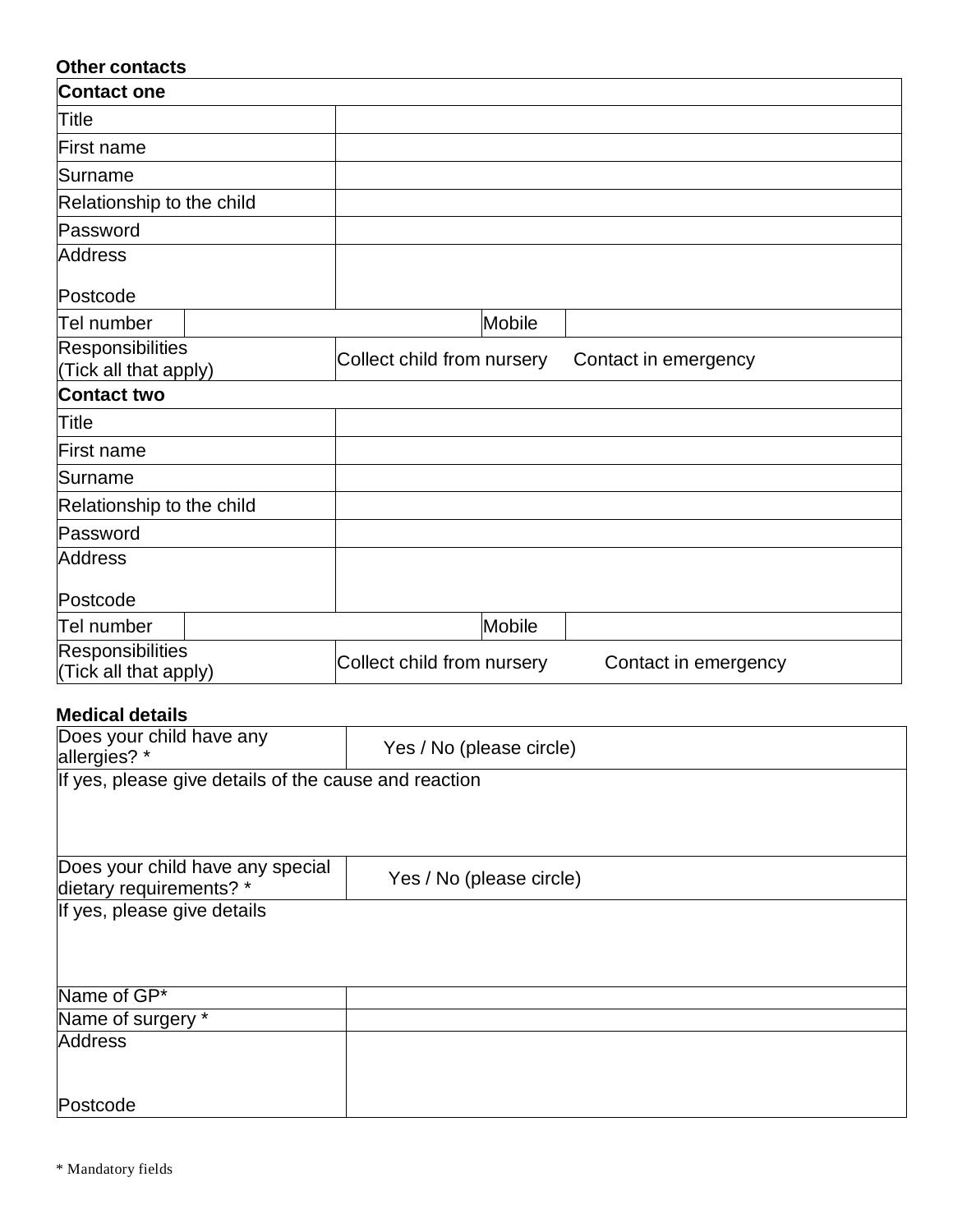**Other contacts**

| **Contact one** | | | |
|---|---|---|---|
| Title | | | |
| First name | | | |
| Surname | | | |
| Relationship to the child | | | |
| Password | | | |
| Address<br><br>Postcode | | | |
| Tel number | | Mobile | |
| Responsibilities<br>(Tick all that apply) | Collect child from nursery     Contact in emergency | | |
| **Contact two** | | | |
| Title | | | |
| First name | | | |
| Surname | | | |
| Relationship to the child | | | |
| Password | | | |
| Address<br><br>Postcode | | | |
| Tel number | | Mobile | |
| Responsibilities<br>(Tick all that apply) | Collect child from nursery     Contact in emergency | | |

**Medical details**

| Does your child have any allergies? * | Yes / No (please circle) |
|---|---|
| If yes, please give details of the cause and reaction | |
| Does your child have any special dietary requirements? * | Yes / No (please circle) |
| If yes, please give details | |
| Name of GP* | |
| Name of surgery * | |
| Address<br><br>Postcode | |

* Mandatory fields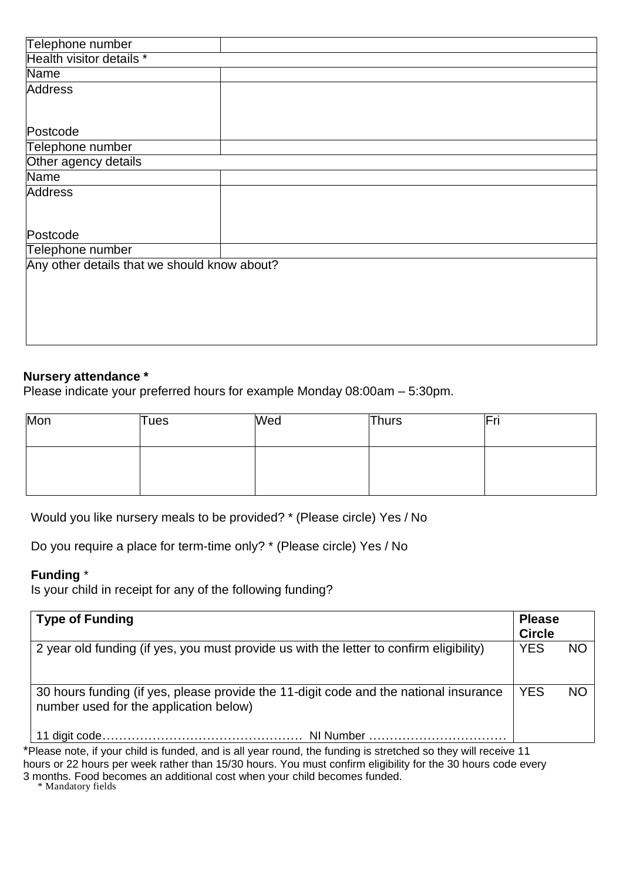| | |
|---|---|
| Telephone number | |
| Health visitor details * | |
| Name | |
| Address<br><br><br>Postcode | |
| Telephone number | |
| Other agency details | |
| Name | |
| Address<br><br><br>Postcode | |
| Telephone number | |
| Any other details that we should know about? | |

**Nursery attendance ***
Please indicate your preferred hours for example Monday 08:00am – 5:30pm.

| Mon | Tues | Wed | Thurs | Fri |
|---|---|---|---|---|
| | | | | |

Would you like nursery meals to be provided? * (Please circle) Yes / No

Do you require a place for term-time only? * (Please circle) Yes / No

**Funding** *
Is your child in receipt for any of the following funding?

| **Type of Funding** | **Please Circle** |
|---|---|
| 2 year old funding (if yes, you must provide us with the letter to confirm eligibility) | YES NO |
| 30 hours funding (if yes, please provide the 11-digit code and the national insurance number used for the application below)<br><br>11 digit code………………………………………… NI Number …………………………… | YES NO |

*Please note, if your child is funded, and is all year round, the funding is stretched so they will receive 11 hours or 22 hours per week rather than 15/30 hours. You must confirm eligibility for the 30 hours code every 3 months. Food becomes an additional cost when your child becomes funded.

\* Mandatory fields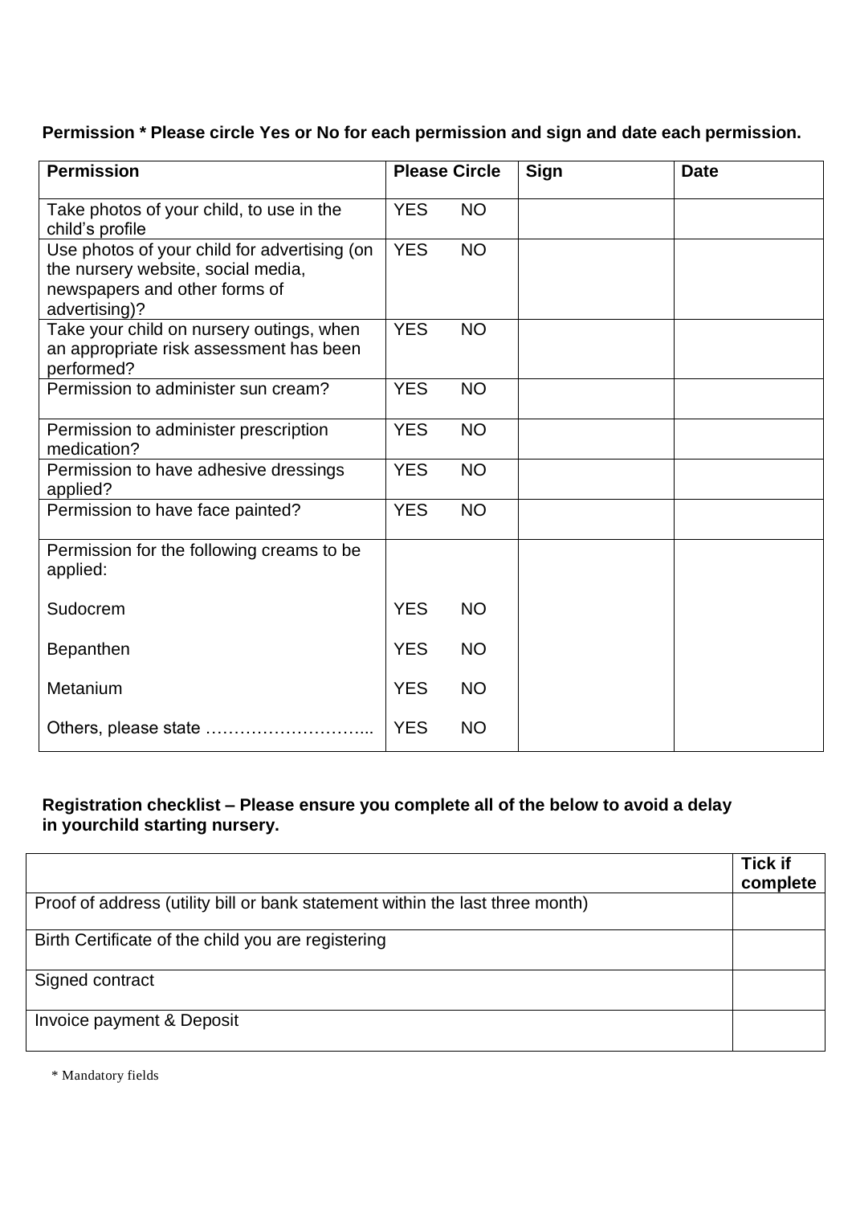**Permission * Please circle Yes or No for each permission and sign and date each permission.**

| Permission | Please Circle | Sign | Date |
|---|---|---|---|
| Take photos of your child, to use in the child's profile | YES NO | | |
| Use photos of your child for advertising (on the nursery website, social media, newspapers and other forms of advertising)? | YES NO | | |
| Take your child on nursery outings, when an appropriate risk assessment has been performed? | YES NO | | |
| Permission to administer sun cream? | YES NO | | |
| Permission to administer prescription medication? | YES NO | | |
| Permission to have adhesive dressings applied? | YES NO | | |
| Permission to have face painted? | YES NO | | |
| Permission for the following creams to be applied: | | | |
| Sudocrem | YES NO | | |
| Bepanthen | YES NO | | |
| Metanium | YES NO | | |
| Others, please state ……………………….. | YES NO | | |

**Registration checklist – Please ensure you complete all of the below to avoid a delay in yourchild starting nursery.**

| | Tick if complete |
|---|---|
| Proof of address (utility bill or bank statement within the last three month) | |
| Birth Certificate of the child you are registering | |
| Signed contract | |
| Invoice payment & Deposit | |

\* Mandatory fields